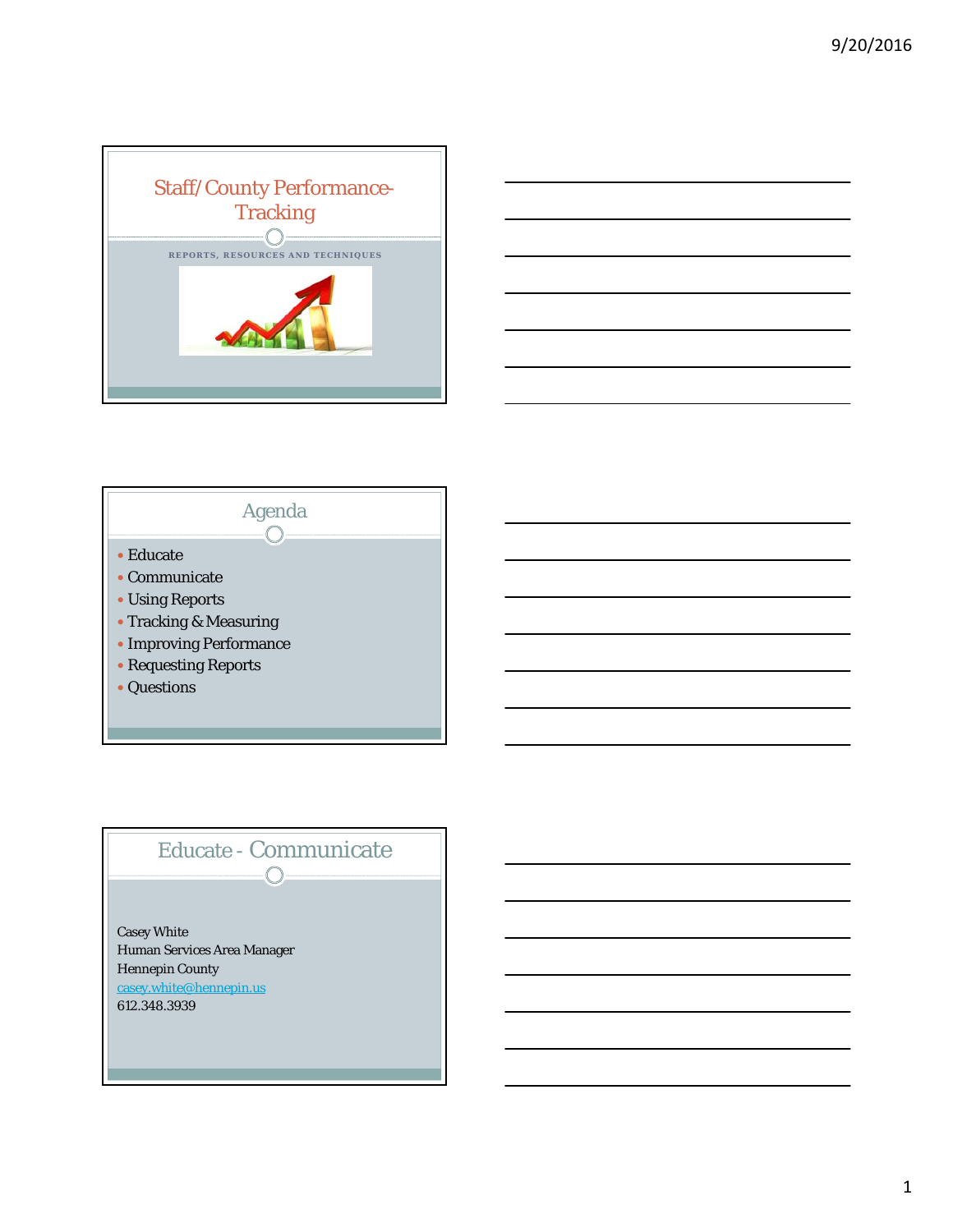# Staff/County Performance-Tracking

REPORTS, RESOURCES AND TECHNIQUES

## Agenda

- Educate
- Communicate
- Using Reports
- Tracking & Measuring
- Improving Performance
- Requesting Reports
- Questions

## Educate - Communicate

Casey White
Human Services Area Manager
Hennepin County
casey.white@hennepin.us
612.348.3939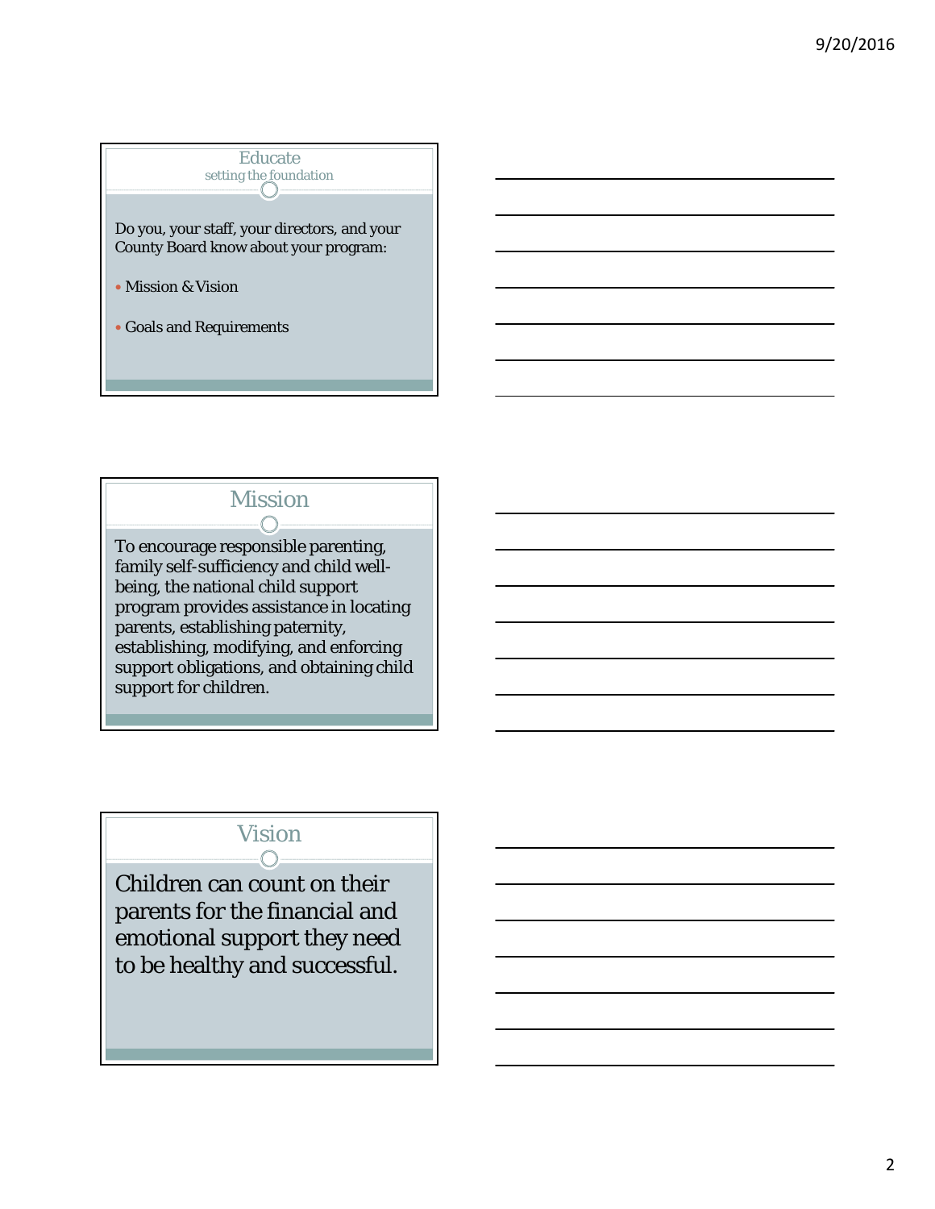## Educate

setting the foundation

Do you, your staff, your directors, and your County Board know about your program:

- Mission & Vision
- Goals and Requirements

## Mission

To encourage responsible parenting, family self-sufficiency and child well-being, the national child support program provides assistance in locating parents, establishing paternity, establishing, modifying, and enforcing support obligations, and obtaining child support for children.

## Vision

Children can count on their parents for the financial and emotional support they need to be healthy and successful.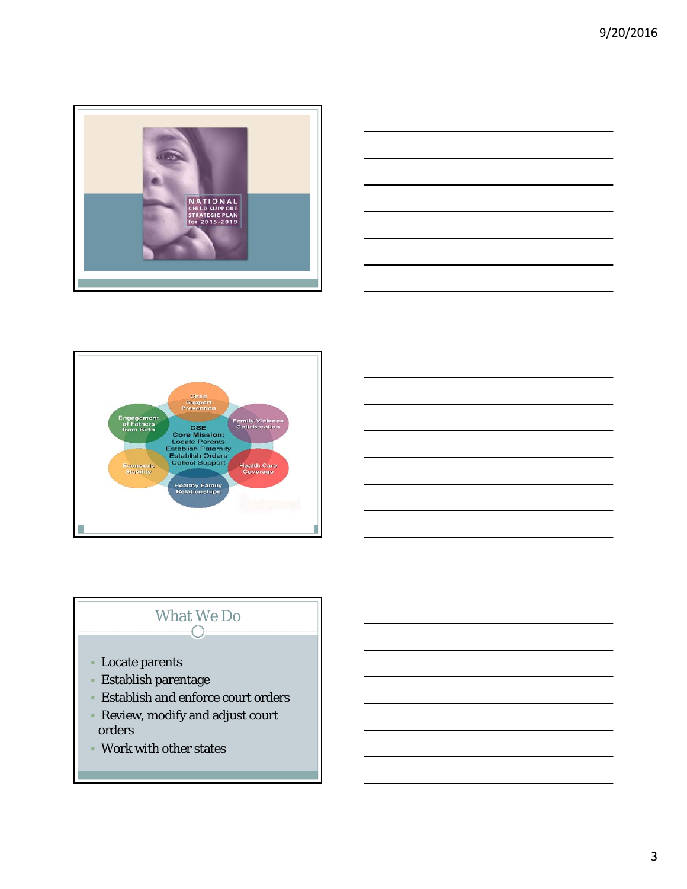NATIONAL CHILD SUPPORT STRATEGIC PLAN for 2015-2019

Child Support Prevention

Engagement of Fathers from Birth

Family Violence Collaboration

CSE Core Mission: Locate Parents Establish Paternity Establish Orders Collect Support

Economic Stability

Health Care Coverage

Healthy Family Relationships

## What We Do

- Locate parents
- Establish parentage
- Establish and enforce court orders
- Review, modify and adjust court orders
- Work with other states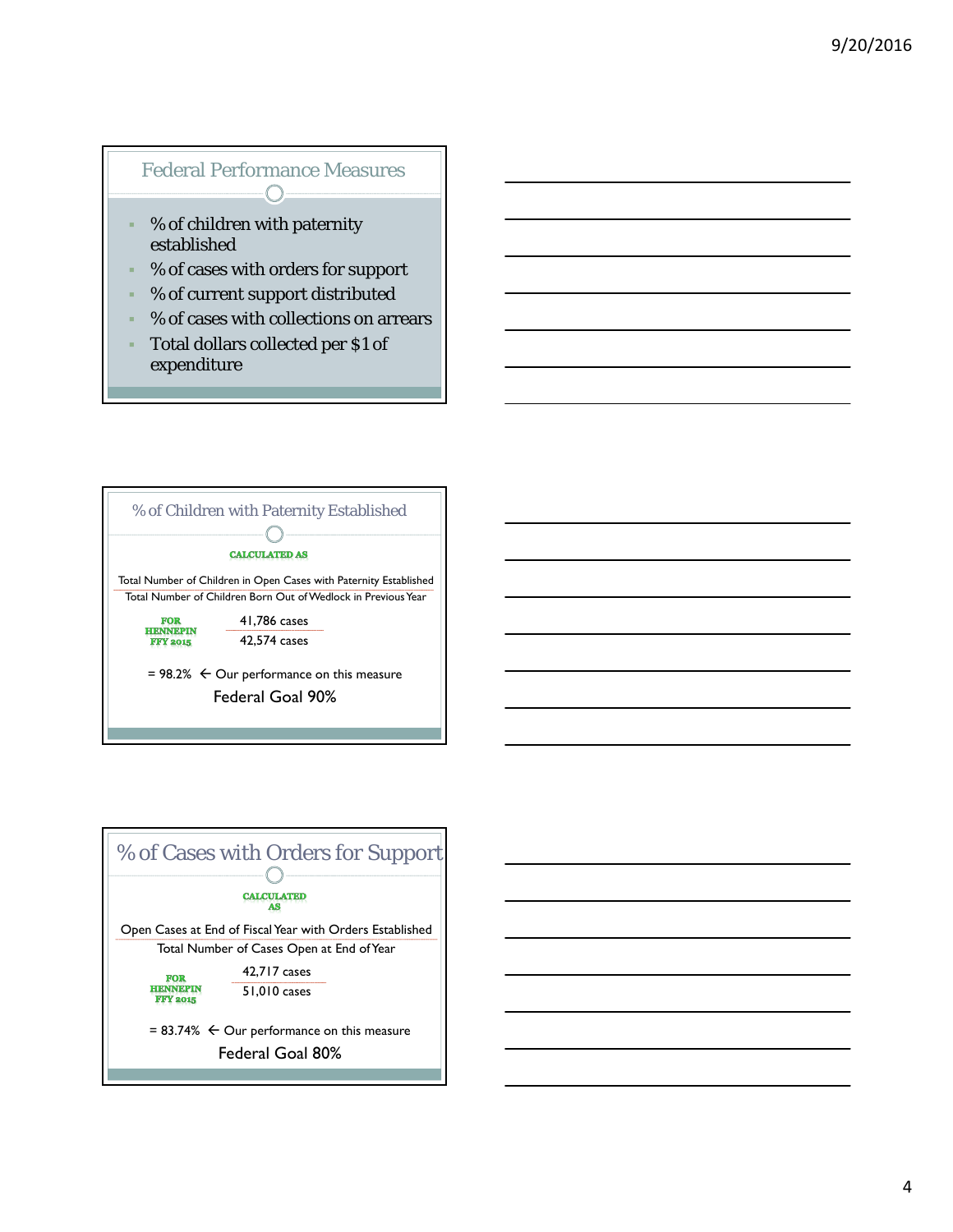## Federal Performance Measures

- % of children with paternity established
- % of cases with orders for support
- % of current support distributed
- % of cases with collections on arrears
- Total dollars collected per $1 of expenditure

## % of Children with Paternity Established

**CALCULATED AS**

$$\frac{\text{Total Number of Children in Open Cases with Paternity Established}}{\text{Total Number of Children Born Out of Wedlock in Previous Year}}$$

**FOR HENNEPIN FFY 2015**

$$\frac{41{,}786 \text{ cases}}{42{,}574 \text{ cases}}$$

= 98.2% ← Our performance on this measure

Federal Goal 90%

## % of Cases with Orders for Support

**CALCULATED AS**

$$\frac{\text{Open Cases at End of Fiscal Year with Orders Established}}{\text{Total Number of Cases Open at End of Year}}$$

**FOR HENNEPIN FFY 2015**

$$\frac{42{,}717 \text{ cases}}{51{,}010 \text{ cases}}$$

= 83.74% ← Our performance on this measure

Federal Goal 80%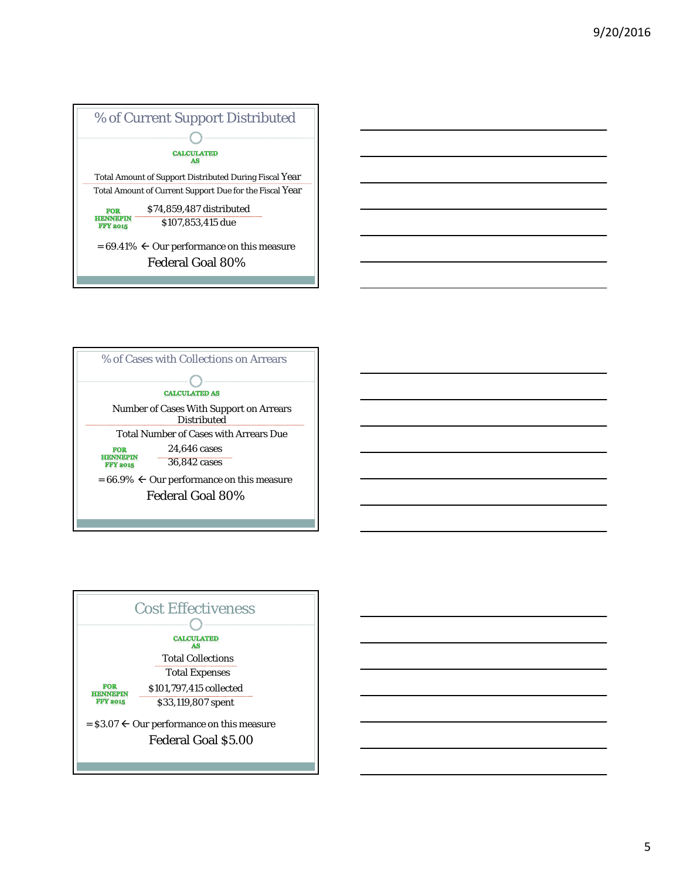## % of Current Support Distributed

CALCULATED AS

$$\frac{\text{Total Amount of Support Distributed During Fiscal Year}}{\text{Total Amount of Current Support Due for the Fiscal Year}}$$

FOR HENNEPIN FFY 2015

$$\frac{\$74{,}859{,}487 \text{ distributed}}{\$107{,}853{,}415 \text{ due}}$$

= 69.41% ← Our performance on this measure

Federal Goal 80%

## % of Cases with Collections on Arrears

CALCULATED AS

$$\frac{\text{Number of Cases With Support on Arrears Distributed}}{\text{Total Number of Cases with Arrears Due}}$$

FOR HENNEPIN FFY 2015

$$\frac{24{,}646 \text{ cases}}{36{,}842 \text{ cases}}$$

= 66.9% ← Our performance on this measure

Federal Goal 80%

## Cost Effectiveness

CALCULATED AS

$$\frac{\text{Total Collections}}{\text{Total Expenses}}$$

FOR HENNEPIN FFY 2015

$$\frac{\$101{,}797{,}415 \text{ collected}}{\$33{,}119{,}807 \text{ spent}}$$

= $3.07 ← Our performance on this measure

Federal Goal $5.00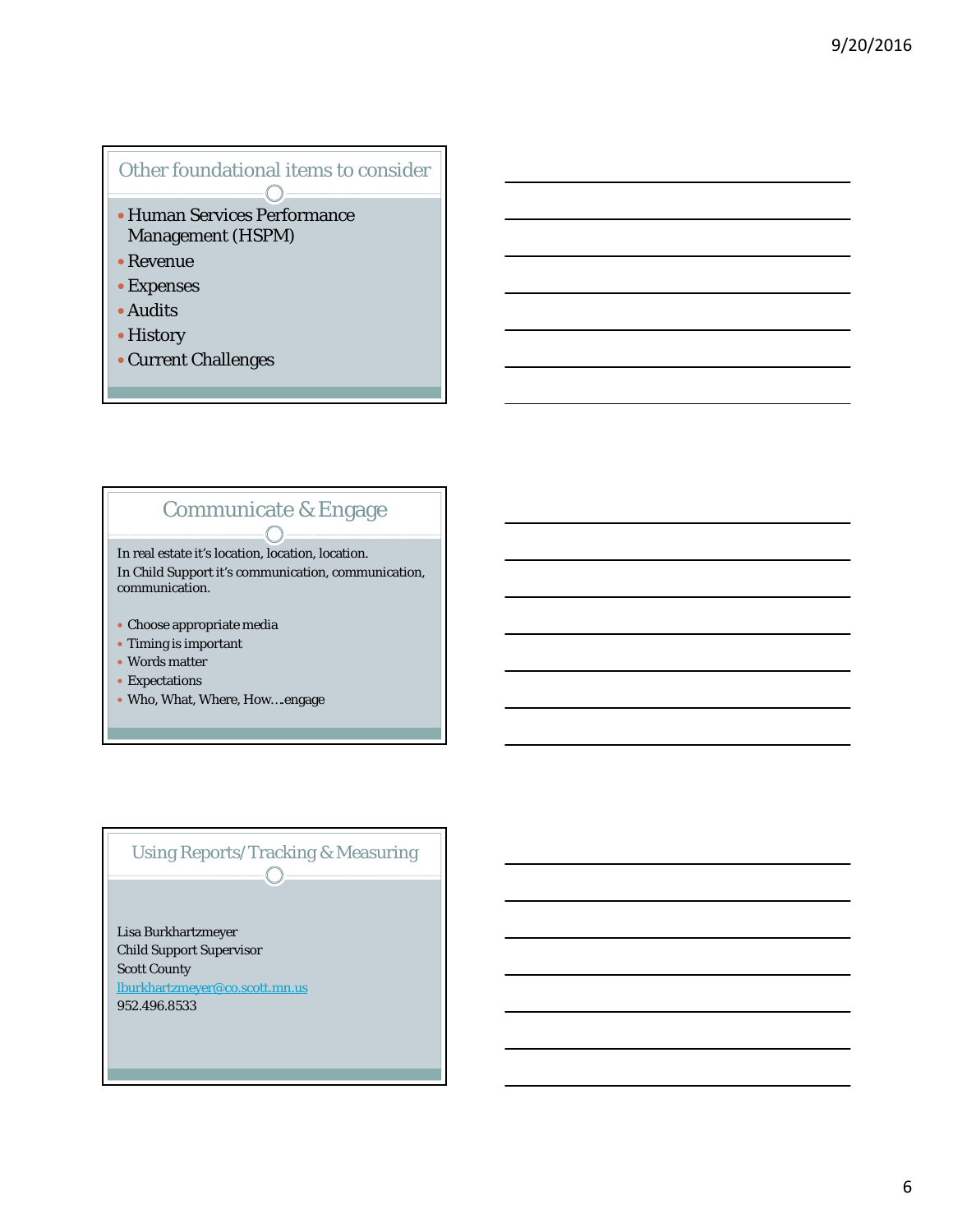## Other foundational items to consider

- Human Services Performance Management (HSPM)
- Revenue
- Expenses
- Audits
- History
- Current Challenges

## Communicate & Engage

In real estate it's location, location, location.
In Child Support it's communication, communication, communication.

- Choose appropriate media
- Timing is important
- Words matter
- Expectations
- Who, What, Where, How…engage

## Using Reports/Tracking & Measuring

Lisa Burkhartzmeyer
Child Support Supervisor
Scott County
lburkhartzmeyer@co.scott.mn.us
952.496.8533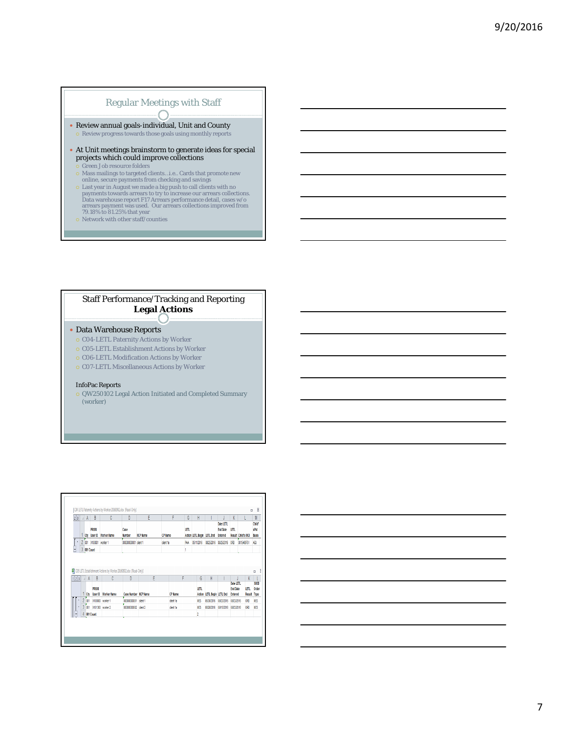## Regular Meetings with Staff

- Review annual goals-individual, Unit and County
  - Review progress towards those goals using monthly reports
- At Unit meetings brainstorm to generate ideas for special projects which could improve collections
  - Green Job resource folders
  - Mass mailings to targeted clients…i.e.. Cards that promote new online, secure payments from checking and savings
  - Last year in August we made a big push to call clients with no payments towards arrears to try to increase our arrears collections. Data warehouse report F17 Arrears performance detail, cases w/o arrears payment was used. Our arrears collections improved from 79.18% to 81.25% that year
  - Network with other staff/counties

## Staff Performance/Tracking and Reporting **Legal Actions**

- Data Warehouse Reports
  - C04-LETL Paternity Actions by Worker
  - C05-LETL Establishment Actions by Worker
  - C06-LETL Modification Actions by Worker
  - C07-LETL Miscellaneous Actions by Worker

InfoPac Reports

- QW250102 Legal Action Initiated and Completed Summary (worker)

C04 LETL Paternity Actions by Worker 20160902.xlsx [Read-Only]

| Cty | PRISM User ID | Worker Name | Case Number | NCP Name | CP Name | LETL Action | LETL Begin | LETL End | Date LETL End Date Entered | LETL Result | Child's MCI | Child's Pat Basis |
|---|---|---|---|---|---|---|---|---|---|---|---|---|
| 001 | X100001 | worker 1 | 0000000001 | client 1 | client 1a | PAA | 05/11/2016 | 08/25/2016 | 08/25/2016 | ORD | 0015485751 | ADJ |
| 001 Count | | | | | | 1 | | | | | | |

C05 LETL Establishment Actions by Worker 20160902.xlsx [Read-Only]

| Cty | PRISM User ID | Worker Name | Case Number | NCP Name | CP Name | LETL Action | LETL Begin | LETL End | Date LETL End Date Entered | LETL Result | SUOO Order Type |
|---|---|---|---|---|---|---|---|---|---|---|---|
| 001 | X100000 | worker 1 | 0000000001 | client 1 | client 1a | RES | 05/26/2016 | 08/23/2016 | 08/23/2016 | ORD | RES |
| 001 | X101300 | worker 2 | 0000000002 | client 2 | client 1a | RES | 05/20/2016 | 08/15/2016 | 08/23/2016 | ORD | RES |
| 001 Count | | | | | | 2 | | | | | |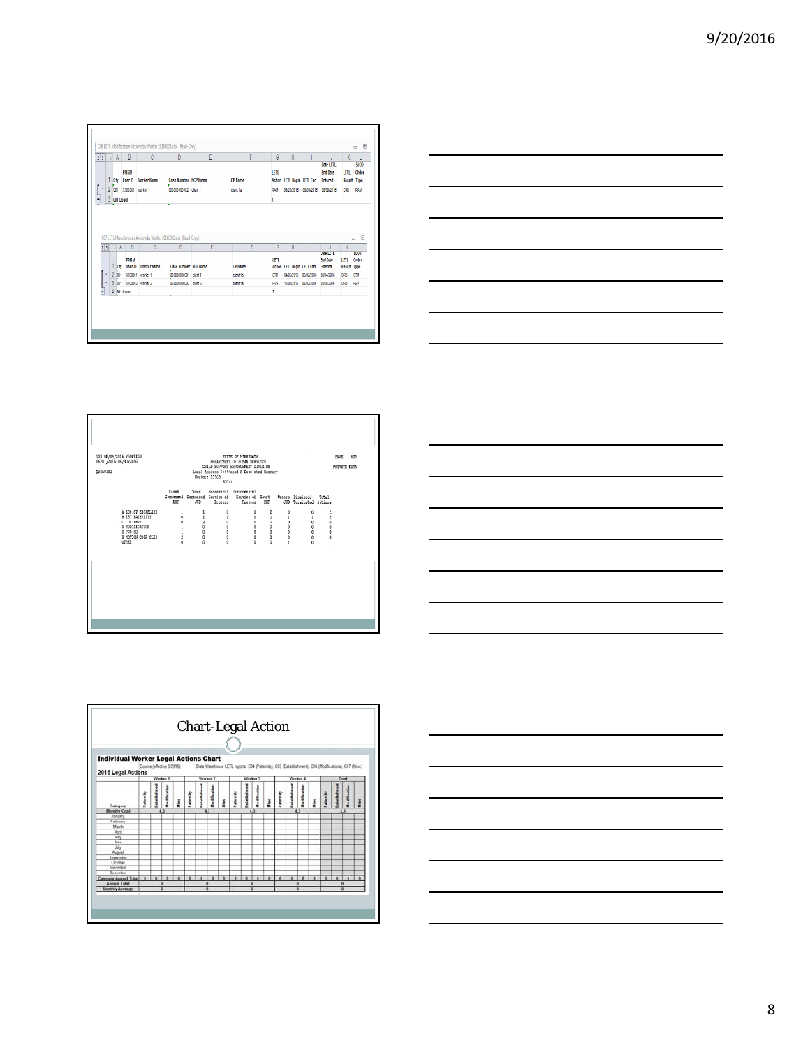C06 LETL Modification Actions by Worker 20160902.xlsx [Read-Only]

| Cty | PRISM User ID | Worker Name | Case Number | NCP Name | CP Name | LETL Action | LETL Begin | LETL End | Date LETL End Date Entered | LETL Result | SIOD Order Type |
|---|---|---|---|---|---|---|---|---|---|---|---|
| 001 | X100001 | worker 1 | 000000000002 | client 1 | | client 1a | RAM | 06/22/2016 | 08/08/2016 | 08/08/2016 | ORD | RAM |
| 001 Count | | | | | | 1 | | | | | |

C07 LETL Miscellaneous Actions by Worker 20160902.xlsx [Read-Only]

| Cty | PRISM User ID | Worker Name | Case Number | NCP Name | CP Name | LETL Action | LETL Begin | LETL End | Date LETL End Date Entered | LETL Result | SIOD Order Type |
|---|---|---|---|---|---|---|---|---|---|---|---|
| 001 | X100001 | worker 1 | 000000000001 | client 1 | client 1a | CTM | 04/06/2016 | 08/02/2016 | 08/04/2016 | ORD | CTM |
| 001 | X100002 | worker 2 | 000000000002 | client 2 | client 1a | RVW | 11/04/2015 | 08/02/2016 | 08/05/2016 | ORD | REV |
| 001 Count | | | | | | 2 | | | | | |

```
139 08/04/2016 VSDW8803                    STATE OF MINNESOTA                          PAGE:  625
06/01/2016-06/30/2016                  DEPARTMENT OF HUMAN SERVICES                    PRIVATE DATA
                                   CHILD SUPPORT ENFORCEMENT DIVISION
SWE50183                       Legal Actions Initiated & Completed Summary
                                          Worker: 33905
                                              SCOTT

                      Cases     Cases    Successful  Unsuccessful
                    Commenced Commenced  Service of   Service of   Court   Orders  Dismissed   Total
                       ENF       JUD      Process      Process      ENF     JUD    Terminated  Actions
                    --------- --------- ----------  ------------  ------  ------  ----------  -------
A 256.87 ESTABLISH      1         1         0            0           2       0         0          2
B 257 PATERNITY         0         1         1            0           0       1         1          2
C CONTEMPT              0         2         0            0           0       0         0          0
D MODIFICATION          1         0         0            0           0       0         0          0
E PRO SE                1         0         0            0           0       0         0          0
F MOTION CORR CLER      2         0         0            0           0       0         0          0
OTHER                   0         0         0            0           0       1         0          1
```

## Chart-Legal Action

**Individual Worker Legal Actions Chart**

**2016 Legal Actions**

Source (effective 6/2016) Data Warehouse LETL reports: C04 (Paternity), C05 (Establishment), C06 (Modifications), C07 (Misc)

| Category | Worker 1 Paternity | Worker 1 Establishment | Worker 1 Modification | Worker 1 Misc | Worker 2 Paternity | Worker 2 Establishment | Worker 2 Modification | Worker 2 Misc | Worker 3 Paternity | Worker 3 Establishment | Worker 3 Modification | Worker 3 Misc | Worker 4 Paternity | Worker 4 Establishment | Worker 4 Modification | Worker 4 Misc | Goal Paternity | Goal Establishment | Goal Modification | Goal Misc |
|---|---|---|---|---|---|---|---|---|---|---|---|---|---|---|---|---|---|---|---|---|
| Monthly Goal | 4.3 | | | | 4.3 | | | | 4.3 | | | | 4.3 | | | | 4.3 | | | |
| January | | | | | | | | | | | | | | | | | | | | |
| February | | | | | | | | | | | | | | | | | | | | |
| March | | | | | | | | | | | | | | | | | | | | |
| April | | | | | | | | | | | | | | | | | | | | |
| May | | | | | | | | | | | | | | | | | | | | |
| June | | | | | | | | | | | | | | | | | | | | |
| July | | | | | | | | | | | | | | | | | | | | |
| August | | | | | | | | | | | | | | | | | | | | |
| September | | | | | | | | | | | | | | | | | | | | |
| October | | | | | | | | | | | | | | | | | | | | |
| November | | | | | | | | | | | | | | | | | | | | |
| December | | | | | | | | | | | | | | | | | | | | |
| Category Annual Total | 0 | 0 | 0 | 0 | 0 | 0 | 0 | 0 | 0 | 0 | 0 | 0 | 0 | 0 | 0 | 0 | 0 | 0 | 0 | 0 |
| Annual Total | 0 | | | | 0 | | | | 0 | | | | 0 | | | | 0 | | | |
| Monthly Average | 0 | | | | 0 | | | | 0 | | | | 0 | | | | 0 | | | |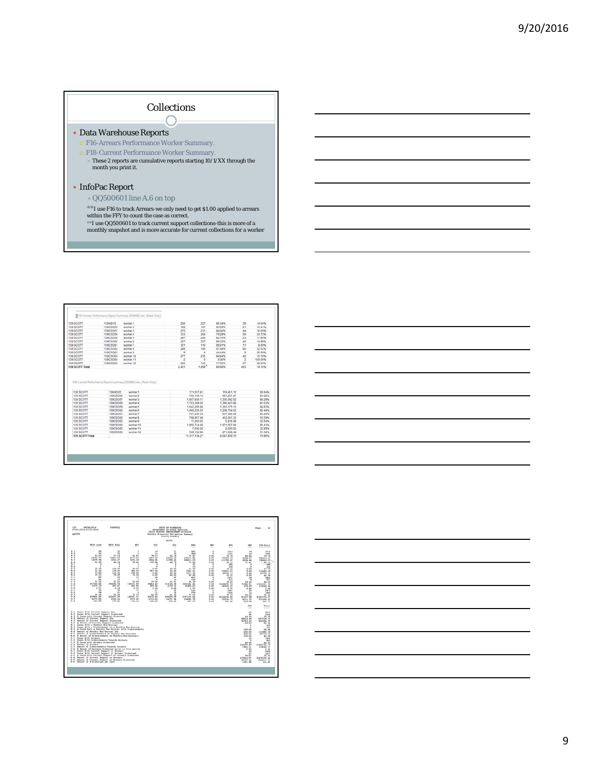## Collections

- Data Warehouse Reports
  - F16-Arrears Performance Worker Summary.
  - F18-Current Performance Worker Summary.
    - These 2 reports are cumulative reports starting 10/1/XX through the month you print it.
- InfoPac Report
  - QQ500601 line A.6 on top

  **I use F16 to track Arrears-we only need to get $1.00 applied to arrears within the FFY to count the case as correct.
  **I use QQ500601 to track current support collections-this is more of a monthly snapshot and is more accurate for current collections for a worker

F16 Arrears Performance Report Summary 20160902.xlsx [Read-Only]

| | | | | | | | |
|---|---|---|---|---|---|---|---|
| 139 SCOTT | 139AD015 | worker 1 | 266 | 227 | 85.34% | 39 | 14.66% |
| 139 SCOTT | 139CS0054 | worker 2 | 128 | 107 | 83.59% | 21 | 16.41% |
| 139 SCOTT | 139CS0057 | worker 3 | 275 | 231 | 84.00% | 44 | 16.00% |
| 139 SCOTT | 139CS0058 | worker 4 | 333 | 264 | 79.28% | 69 | 20.72% |
| 139 SCOTT | 139CS0059 | worker 5 | 297 | 244 | 82.15% | 53 | 17.85% |
| 139 SCOTT | 139CS0060 | worker 6 | 267 | 227 | 85.02% | 40 | 14.98% |
| 139 SCOTT | 139CS0061 | worker 7 | 121 | 110 | 90.91% | 11 | 9.09% |
| 139 SCOTT | 139CS0062 | worker 8 | 246 | 166 | 67.48% | 80 | 32.52% |
| 139 SCOTT | 139CS0063 | worker 9 | 9 | 4 | 44.44% | 5 | 55.56% |
| 139 SCOTT | 139CS0064 | worker 10 | 277 | 235 | 84.84% | 42 | 15.16% |
| 139 SCOTT | 139CS0065 | worker 11 | 2 | 0 | 0.00% | 2 | 100.00% |
| 139 SCOTT | 139CS0066 | worker 12 | 200 | 143 | 71.50% | 57 | 28.50% |
| **139 SCOTT Total** | | | 2,421 | 1,958 | 80.88% | 463 | 19.12% |

F18 Current Performance Report Summary 20160902.xlsx [Read-Only]

| | | | | | |
|---|---|---|---|---|---|
| 139 SCOTT | 139AD25 | worker1 | 171,517.81 | 119,451.11 | 69.64% |
| 139 SCOTT | 139CS0055 | worker2 | 739,109.16 | 591,257.27 | 80.00% |
| 139 SCOTT | 139CS0057 | worker3 | 1,607,850.17 | 1,355,092.52 | 84.28% |
| 139 SCOTT | 139CS0058 | worker4 | 1,703,368.06 | 1,390,423.88 | 81.63% |
| 139 SCOTT | 139CS0059 | worker5 | 1,642,295.84 | 1,393,175.11 | 84.83% |
| 139 SCOTT | 139CS0060 | worker6 | 1,466,216.59 | 1,208,794.62 | 82.44% |
| 139 SCOTT | 139CS0061 | worker7 | 747,245.26 | 637,060.04 | 85.25% |
| 139 SCOTT | 139CS0062 | worker8 | 768,957.48 | 412,061.33 | 53.59% |
| 139 SCOTT | 139CS0063 | worker9 | 17,250.06 | 5,616.94 | 32.54% |
| 139 SCOTT | 139CS0064 | worker10 | 1,965,714.88 | 1,671,517.84 | 85.43% |
| 139 SCOTT | 139CS0065 | worker11 | 7,600.06 | 2,500.00 | 32.89% |
| 139 SCOTT | 139CS0066 | worker12 | 508,102.84 | 271,098.44 | 51.32% |
| **139 SCOTT Total** | | | 11,317,138.27 | 9,047,939.70 | 79.95% |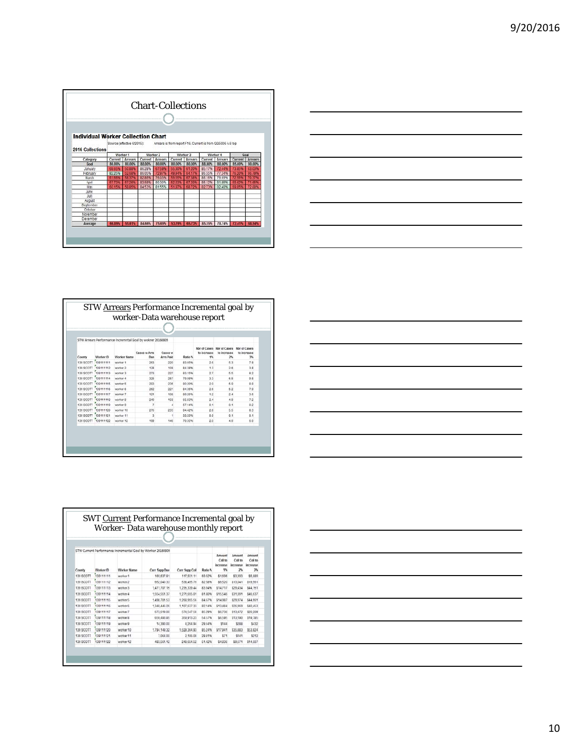## Chart-Collections

**Individual Worker Collection Chart**

Source (effective 6/2015): Arrears is from report F16, Current is from QQ5006 A,6 top

**2016 Collections**

| Category | Worker 1 Current | Worker 1 Arrears | Worker 2 Current | Worker 2 Arrears | Worker 3 Current | Worker 3 Arrears | Worker 4 Current | Worker 4 Arrears | Goal Current | Goal Arrears |
|---|---|---|---|---|---|---|---|---|---|---|
| Goal | 80.00% | 80.00% | 88.00% | 80.00% | 80.00% | 80.00% | 88.30% | 80.00% | 85.00% | 80.00% |
| January | 59.65% | 50.88% | 86.28% | 67.58% | 55.30% | 61.20% | 85.17% | 72.44% | 73.85% | 63.03% |
| February | 82.25% | 52.68% | 86.05% | 72.97% | 49.84% | 64.17% | 86.55% | 77.34% | 76.20% | 66.79% |
| March | 61.66% | 56.37% | 82.86% | 76.03% | 59.55% | 67.38% | 86.16% | 79.69% | 72.56% | 70.37% |
| April | 57.73% | 57.26% | 83.69% | 80.30% | 52.55% | 67.20% | 85.12% | 81.86% | 69.82% | 71.65% |
| May | 60.15% | 58.85% | 84.53% | 81.55% | 51.37% | 68.72% | 82.73% | 82.40% | 69.85% | 72.88% |
| June | | | | | | | | | | |
| July | | | | | | | | | | |
| August | | | | | | | | | | |
| September | | | | | | | | | | |
| October | | | | | | | | | | |
| November | | | | | | | | | | |
| December | | | | | | | | | | |
| Average | 64.09% | 55.61% | 84.66% | 75.69% | 53.76% | 65.73% | 85.15% | 78.74% | 72.41% | 68.94% |

## STW Arrears Performance Incremental goal by worker-Data warehouse report

STW Arrears Performance Incremental Goal by worker 20160809

| County | Worker ID | Worker Name | Cases w Arrs Due | Cases w Arrs Paid | Ratio % | Nbr of Cases to increase 1% | Nbr of Cases to increase 2% | Nbr of Cases to increase 3% |
|---|---|---|---|---|---|---|---|---|
| 139 SCOTT | 139111111 | worker 1 | 263 | 220 | 83.65% | 2.6 | 5.3 | 7.9 |
| 139 SCOTT | 139111112 | worker 2 | 128 | 108 | 84.38% | 1.3 | 2.6 | 3.8 |
| 139 SCOTT | 139111113 | worker 3 | 273 | 227 | 83.15% | 2.7 | 5.5 | 8.2 |
| 139 SCOTT | 139111114 | worker 4 | 326 | 257 | 78.98% | 3.3 | 6.5 | 9.8 |
| 139 SCOTT | 139111115 | worker 5 | 293 | 236 | 80.00% | 3.0 | 6.0 | 8.8 |
| 139 SCOTT | 139111116 | worker 6 | 262 | 221 | 84.35% | 2.6 | 5.2 | 7.9 |
| 139 SCOTT | 139111117 | worker 7 | 121 | 108 | 89.26% | 1.2 | 2.4 | 3.6 |
| 139 SCOTT | 139111118 | worker 8 | 240 | 158 | 65.83% | 2.4 | 4.8 | 7.2 |
| 139 SCOTT | 139111119 | worker 9 | 7 | 4 | 57.14% | 0.1 | 0.1 | 0.2 |
| 139 SCOTT | 139111120 | worker 10 | 276 | 233 | 84.42% | 2.8 | 5.5 | 8.3 |
| 139 SCOTT | 139111121 | worker 11 | 3 | 1 | 33.33% | 0.0 | 0.1 | 0.1 |
| 139 SCOTT | 139111122 | worker 12 | 199 | 140 | 70.35% | 2.0 | 4.0 | 6.0 |

## SWT Current Performance Incremental goal by Worker- Data warehouse monthly report

STW Current Performance Incremental Goal by Worker 20160809

| County | Worker ID | Worker Name | Curr SuppDue | Curr Supp Coll | Ratio % | Amount Coll to increase 1% | Amount Coll to increase 2% | Amount Coll to increase 3% |
|---|---|---|---|---|---|---|---|---|
| 139 SCOTT | 139111111 | worker1 | 166,637.81 | 117,031.11 | 60.92% | $1,666 | $3,333 | $5,000 |
| 139 SCOTT | 139111112 | worker2 | 652,048.33 | 538,455.71 | 82.58% | $6,520 | $13,041 | $19,561 |
| 139 SCOTT | 139111113 | worker3 | 1,471,707.15 | 1,235,339.44 | 83.94% | $14,717 | $29,434 | $44,151 |
| 139 SCOTT | 139111114 | worker4 | 1,554,561.37 | 1,271,655.01 | 81.80% | $15,546 | $31,091 | $46,637 |
| 139 SCOTT | 139111115 | worker5 | 1,498,701.53 | 1,268,965.56 | 84.67% | $14,987 | $29,974 | $44,961 |
| 139 SCOTT | 139111116 | worker6 | 1,348,446.26 | 1,107,637.33 | 82.14% | $13,484 | $26,969 | $40,453 |
| 139 SCOTT | 139111117 | worker7 | 673,619.00 | 574,547.56 | 85.29% | $6,736 | $13,472 | $20,209 |
| 139 SCOTT | 139111118 | worker8 | 659,498.85 | 359,913.23 | 54.57% | $6,595 | $13,190 | $19,785 |
| 139 SCOTT | 139111119 | worker9 | 14,390.00 | 4,254.94 | 29.94% | $144 | $288 | $432 |
| 139 SCOTT | 139111120 | worker10 | 1,794,149.32 | 1,529,364.93 | 85.24% | $17,941 | $35,883 | $53,824 |
| 139 SCOTT | 139111121 | worker11 | 7,064.00 | 2,106.00 | 29.81% | $71 | $141 | $212 |
| 139 SCOTT | 139111122 | worker12 | 483,561.12 | 248,664.52 | 51.42% | $4,836 | $9,671 | $14,507 |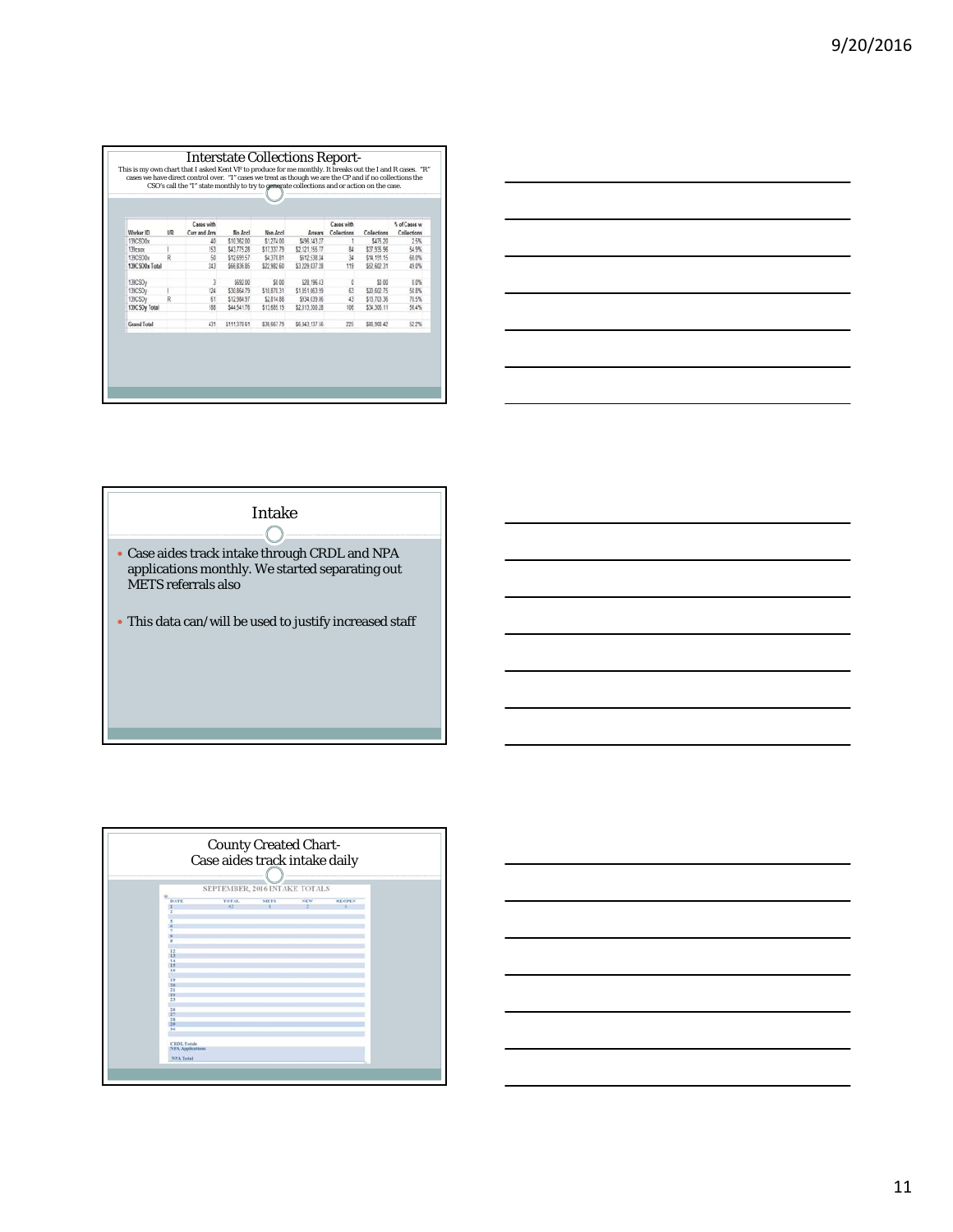## Interstate Collections Report-

This is my own chart that I asked Kent VF to produce for me monthly. It breaks out the I and R cases. "R" cases we have direct control over. "I" cases we treat as though we are the CP and if no collections the CSO's call the "I" state monthly to try to generate collections and or action on the case.

| Worker ID | I/R | Cases with Curr and Arrs | No Accl | Non Accl | Arrears | Cases with Collections | Collections | % of Cases w Collections |
|---|---|---|---|---|---|---|---|---|
| 139CSO0x | | 40 | $10,362.00 | $1,274.00 | $496,143.17 | 1 | $475.20 | 2.5% |
| 139csox | I | 153 | $43,775.28 | $17,337.79 | $2,121,155.77 | 84 | $37,935.96 | 54.9% |
| 139CSO0x | R | 50 | $12,699.57 | $4,370.81 | $612,538.34 | 34 | $14,191.15 | 68.0% |
| 139CSO0x Total | | 243 | $66,836.85 | $22,982.60 | $3,229,837.28 | 119 | $52,602.31 | 49.0% |
| | | | | | | | | |
| 139CSOy | | 3 | $692.00 | $0.00 | $28,196.43 | 0 | $0.00 | 0.0% |
| 139CSOy | I | 124 | $30,864.79 | $10,870.31 | $1,851,663.99 | 63 | $20,602.75 | 50.8% |
| 139CSOy | R | 61 | $12,984.97 | $2,814.88 | $834,639.86 | 43 | $13,703.36 | 70.5% |
| 139CSOy Total | | 188 | $44,541.76 | $13,685.19 | $2,313,300.28 | 106 | $34,306.11 | 56.4% |
| | | | | | | | | |
| Grand Total | | 431 | $111,378.61 | $36,667.79 | $5,543,137.56 | 225 | $86,908.42 | 52.2% |

## Intake

- Case aides track intake through CRDL and NPA applications monthly. We started separating out METS referrals also
- This data can/will be used to justify increased staff

## County Created Chart- Case aides track intake daily

SEPTEMBER, 2016 INTAKE TOTALS

| DATE | TOTAL | METS | NEW | REOPEN |
|---|---|---|---|---|
| 1 | 42 | 1 | 2 | 4 |
| 2 | | | | |
| 5 | | | | |
| 6 | | | | |
| 7 | | | | |
| 8 | | | | |
| 9 | | | | |
| 12 | | | | |
| 13 | | | | |
| 14 | | | | |
| 15 | | | | |
| 16 | | | | |
| 19 | | | | |
| 20 | | | | |
| 21 | | | | |
| 22 | | | | |
| 23 | | | | |
| 26 | | | | |
| 27 | | | | |
| 28 | | | | |
| 29 | | | | |
| 30 | | | | |
| CRDL Totals | | | | |
| NPA Applications | | | | |
| NPA Total | | | | |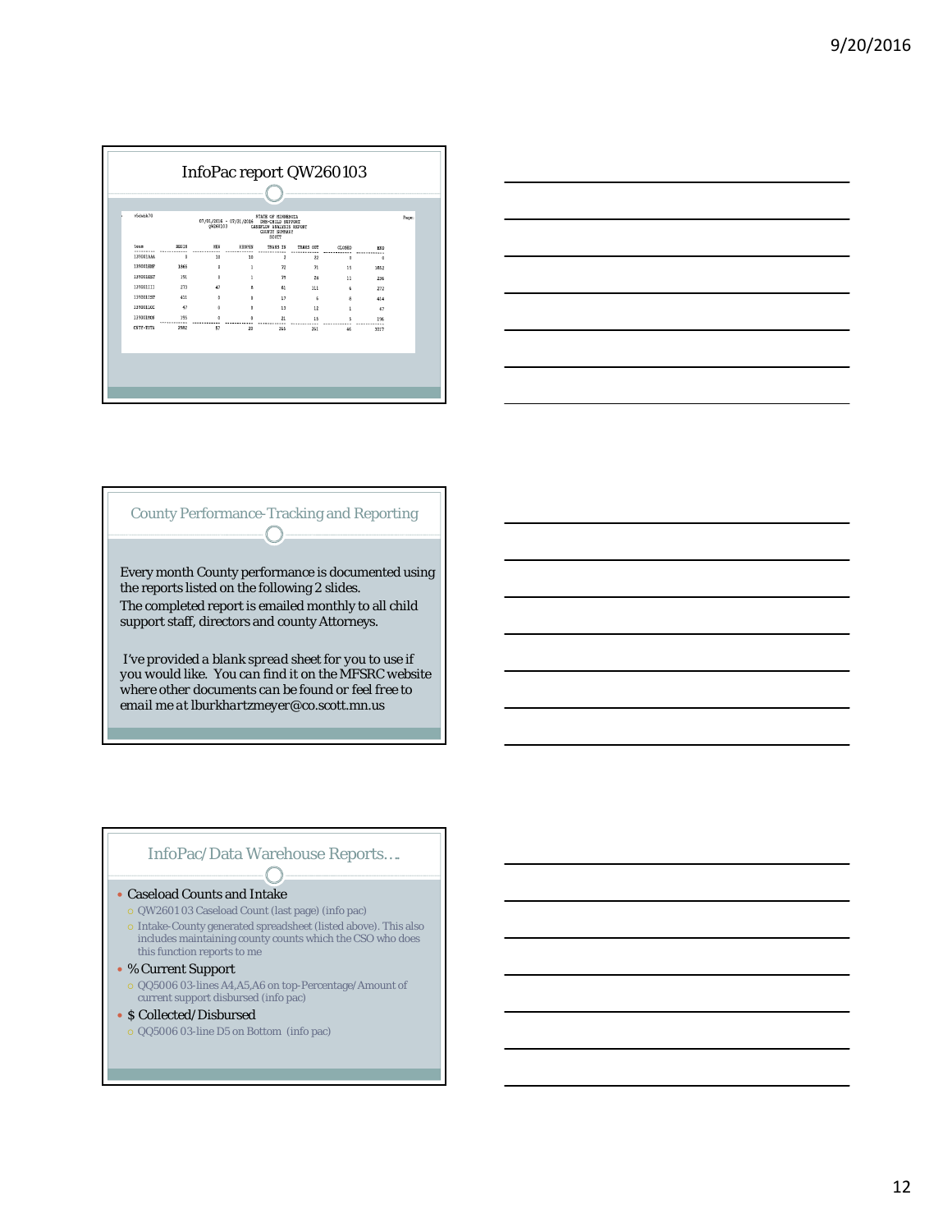## InfoPac report QW260103

```
vbdmb70                                   STATE OF MINNESOTA                                   Page:
              07/01/2016 - 07/31/2016   DHS-CHILD SUPPORT
                     QW260103            CASEFLOW ANALYSIS REPORT
                                          COUNTY SUMMARY
                                              SCOTT
```

| Team | BEGIN | NEW | REOPEN | TRANS IN | TRANS OUT | CLOSED | END |
|---|---|---|---|---|---|---|---|
| 139001AAA | 0 | 10 | 10 | 2 | 22 | 0 | 0 |
| 139001EBF | 1865 | 0 | 1 | 72 | 71 | 15 | 1852 |
| 139001EST | 191 | 0 | 1 | 77 | 24 | 11 | 236 |
| 139001III | 273 | 47 | 8 | 61 | 111 | 6 | 272 |
| 139001IST | 411 | 0 | 0 | 17 | 6 | 8 | 414 |
| 139001LCC | 47 | 0 | 0 | 13 | 12 | 1 | 47 |
| 139001MON | 195 | 0 | 0 | 21 | 15 | 5 | 196 |
| CNTY-TOTA | 2982 | 57 | 20 | 265 | 261 | 46 | 3017 |

## County Performance-Tracking and Reporting

Every month County performance is documented using the reports listed on the following 2 slides.
The completed report is emailed monthly to all child support staff, directors and county Attorneys.

I've provided a blank spread sheet for you to use if you would like. You can find it on the MFSRC website where other documents can be found or feel free to email me at lburkhartzmeyer@co.scott.mn.us

## InfoPac/Data Warehouse Reports….

- Caseload Counts and Intake
  - QW2601 03 Caseload Count (last page) (info pac)
  - Intake-County generated spreadsheet (listed above). This also includes maintaining county counts which the CSO who does this function reports to me
- % Current Support
  - QQ5006 03-lines A4,A5,A6 on top-Percentage/Amount of current support disbursed (info pac)
- $ Collected/Disbursed
  - QQ5006 03-line D5 on Bottom (info pac)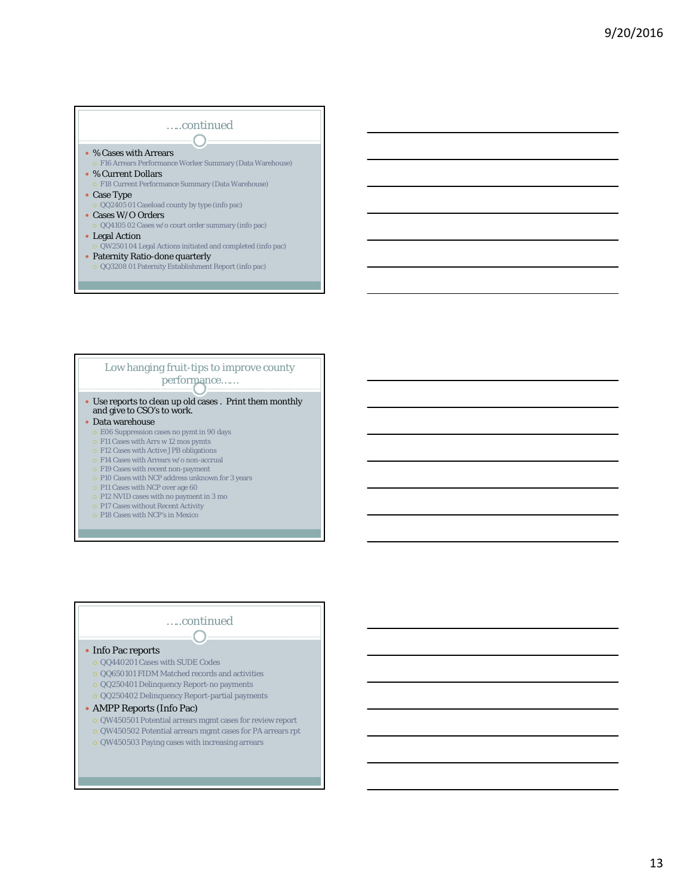## …..continued

- % Cases with Arrears
  - F16 Arrears Performance Worker Summary (Data Warehouse)
- % Current Dollars
  - F18 Current Performance Summary (Data Warehouse)
- Case Type
  - QQ2405 01 Caseload county by type (info pac)
- Cases W/O Orders
  - QQ4105 02 Cases w/o court order summary (info pac)
- Legal Action
  - QW2501 04 Legal Actions initiated and completed (info pac)
- Paternity Ratio-done quarterly
  - QQ3208 01 Paternity Establishment Report (info pac)

## Low hanging fruit-tips to improve county performance……

- Use reports to clean up old cases . Print them monthly and give to CSO's to work.
- Data warehouse
  - E06 Suppression cases no pymt in 90 days
  - F11 Cases with Arrs w 12 mos pymts
  - F12 Cases with Active JPB obligations
  - F14 Cases with Arrears w/o non-accrual
  - F19 Cases with recent non-payment
  - P10 Cases with NCP address unknown for 3 years
  - P11 Cases with NCP over age 60
  - P12 NVID cases with no payment in 3 mo
  - P17 Cases without Recent Activity
  - P18 Cases with NCP's in Mexico

## …..continued

- Info Pac reports
  - QQ440201 Cases with SUDE Codes
  - QQ650101 FIDM Matched records and activities
  - QQ250401 Delinquency Report-no payments
  - QQ250402 Delinquency Report-partial payments
- AMPP Reports (Info Pac)
  - QW450501 Potential arrears mgmt cases for review report
  - QW450502 Potential arrears mgmt cases for PA arrears rpt
  - QW450503 Paying cases with increasing arrears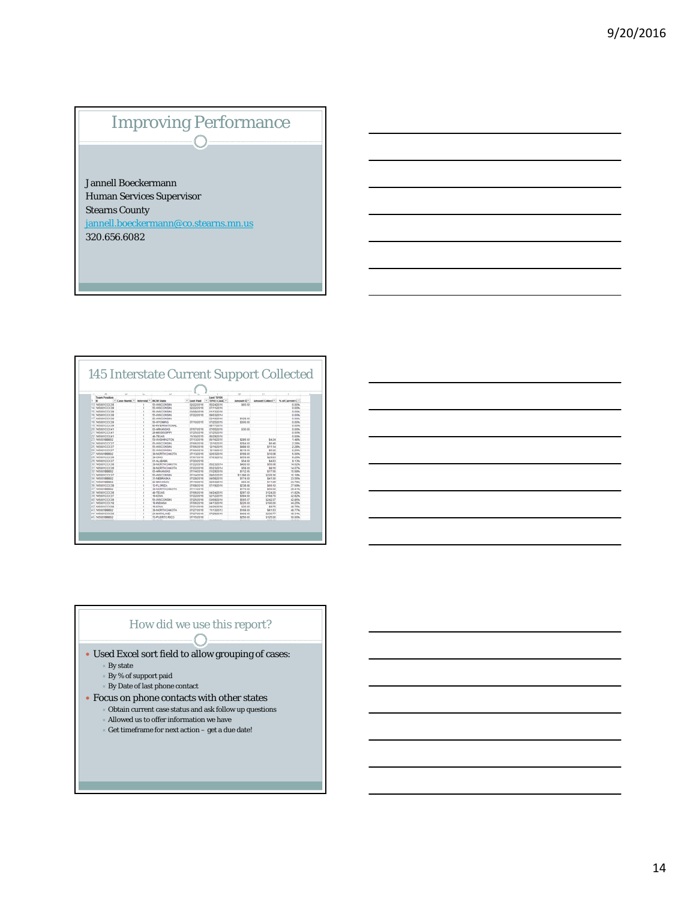## Improving Performance

Jannell Boeckermann
Human Services Supervisor
Stearns County
jannell.boeckermann@co.stearns.mn.us
320.656.6082

## 145 Interstate Current Support Collected

## How did we use this report?

- Used Excel sort field to allow grouping of cases:
  - By state
  - By % of support paid
  - By Date of last phone contact
- Focus on phone contacts with other states
  - Obtain current case status and ask follow up questions
  - Allowed us to offer information we have
  - Get timeframe for next action – get a due date!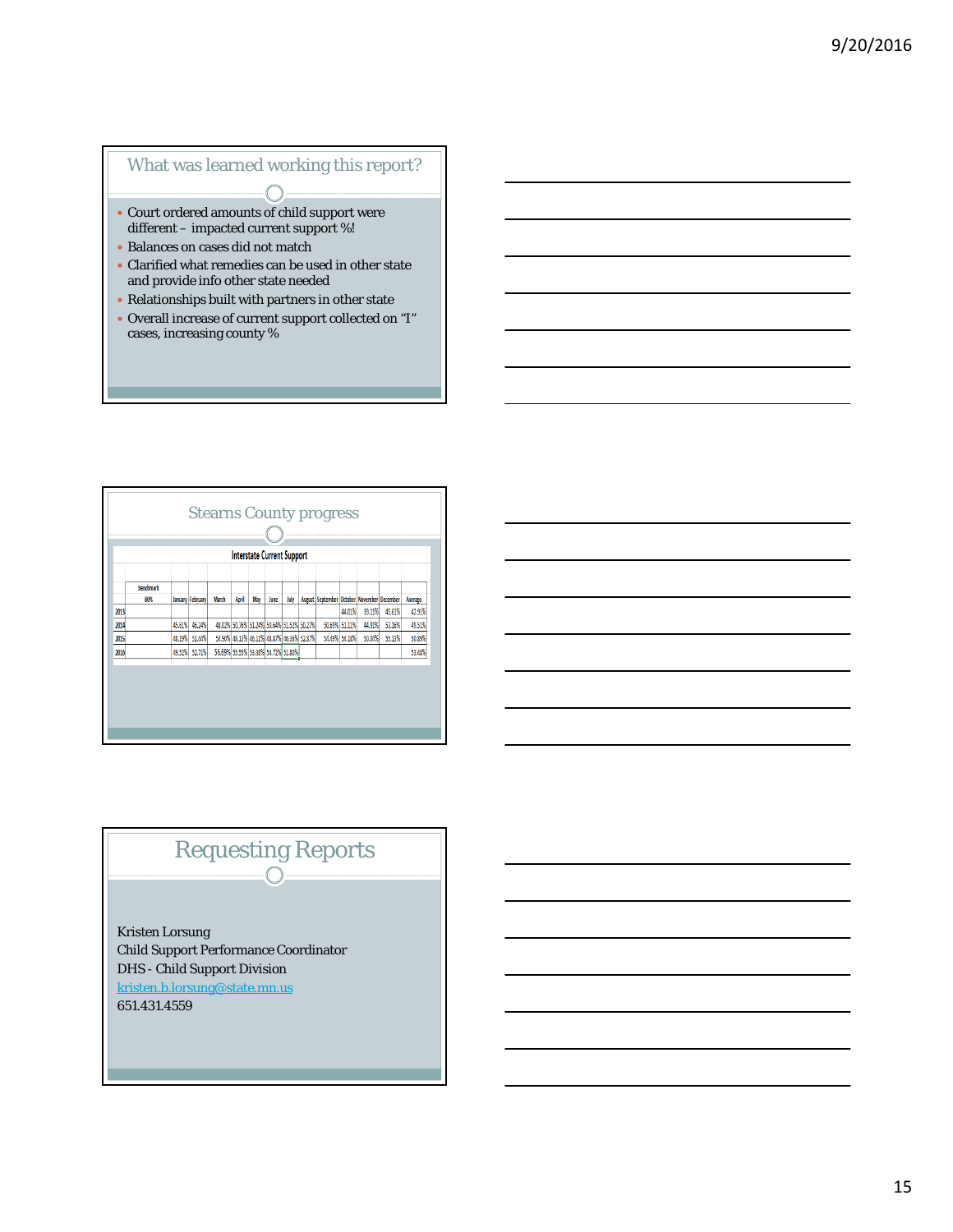## What was learned working this report?

- Court ordered amounts of child support were different – impacted current support %!
- Balances on cases did not match
- Clarified what remedies can be used in other state and provide info other state needed
- Relationships built with partners in other state
- Overall increase of current support collected on "I" cases, increasing county %

## Stearns County progress

**Interstate Current Support**

| | Benchmark 80% | January | February | March | April | May | June | July | August | September | October | November | December | Average |
|---|---|---|---|---|---|---|---|---|---|---|---|---|---|---|
| 2013 | | | | | | | | | | | 44.01% | 39.11% | 45.61% | 42.91% |
| 2014 | | 45.61% | 46.24% | 48.02% | 50.76% | 51.24% | 50.64% | 51.52% | 50.27% | 50.63% | 51.11% | 44.91% | 53.16% | 49.51% |
| 2015 | | 48.19% | 51.04% | 54.90% | 48.11% | 46.11% | 48.87% | 46.16% | 52.87% | 54.45% | 54.18% | 50.04% | 55.13% | 50.89% |
| 2016 | | 49.52% | 52.71% | 56.69% | 55.55% | 53.38% | 54.72% | 51.80% | | | | | | 53.48% |

## Requesting Reports

Kristen Lorsung
Child Support Performance Coordinator
DHS - Child Support Division
kristen.b.lorsung@state.mn.us
651.431.4559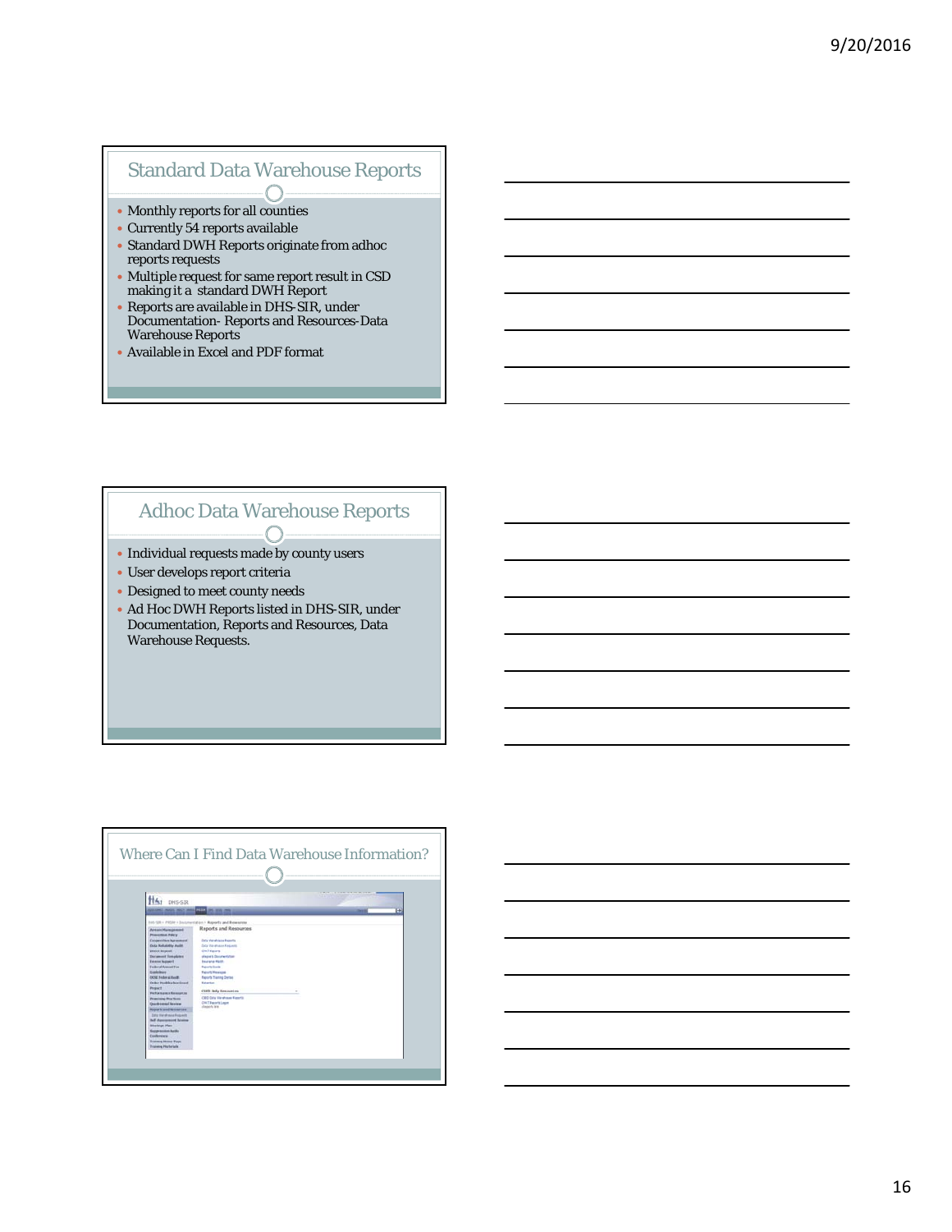## Standard Data Warehouse Reports

- Monthly reports for all counties
- Currently 54 reports available
- Standard DWH Reports originate from adhoc reports requests
- Multiple request for same report result in CSD making it a standard DWH Report
- Reports are available in DHS-SIR, under Documentation- Reports and Resources-Data Warehouse Reports
- Available in Excel and PDF format

## Adhoc Data Warehouse Reports

- Individual requests made by county users
- User develops report criteria
- Designed to meet county needs
- Ad Hoc DWH Reports listed in DHS-SIR, under Documentation, Reports and Resources, Data Warehouse Requests.

## Where Can I Find Data Warehouse Information?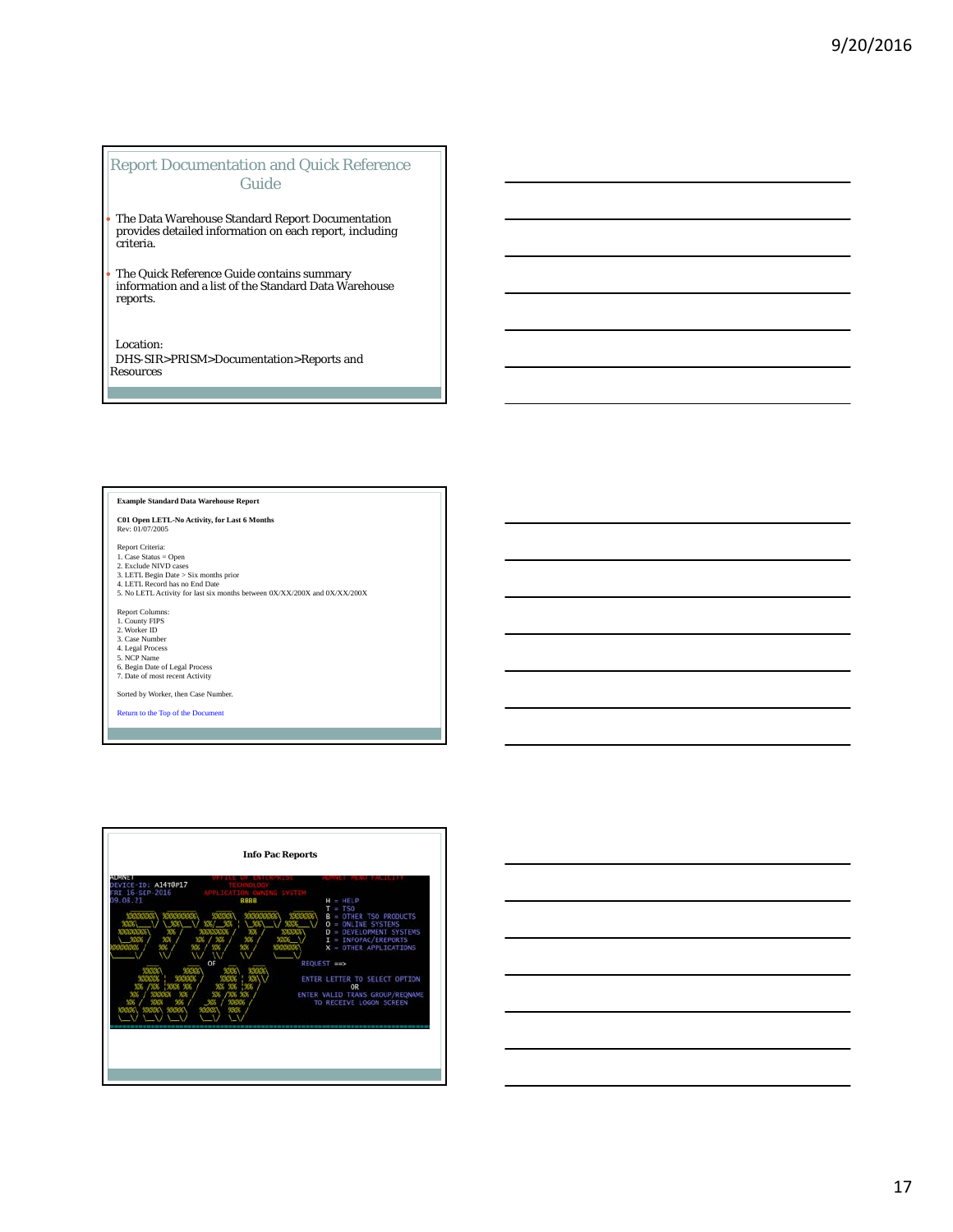## Report Documentation and Quick Reference Guide

- The Data Warehouse Standard Report Documentation provides detailed information on each report, including criteria.
- The Quick Reference Guide contains summary information and a list of the Standard Data Warehouse reports.

Location:
DHS-SIR>PRISM>Documentation>Reports and Resources

---

**Example Standard Data Warehouse Report**

**C01 Open LETL-No Activity, for Last 6 Months**
Rev: 01/07/2005

Report Criteria:
1. Case Status = Open
2. Exclude NIVD cases
3. LETL Begin Date > Six months prior
4. LETL Record has no End Date
5. No LETL Activity for last six months between 0X/XX/200X and 0X/XX/200X

Report Columns:
1. County FIPS
2. Worker ID
3. Case Number
4. Legal Process
5. NCP Name
6. Begin Date of Legal Process
7. Date of most recent Activity

Sorted by Worker, then Case Number.

Return to the Top of the Document

---

**Info Pac Reports**

```
ADMNET                  OFFICE OF ENTERPRISE          ADMNET MENU FACILITY
DEVICE-ID: A14T0P17        TECHNOLOGY
FRI 16-SEP-2016      APPLICATION OWNING SYSTEM
09.08.71                      BBBB
                                              H = HELP
                                              T = TSO
                                              B = OTHER TSO PRODUCTS
                                              O = ONLINE SYSTEMS
                                              D = DEVELOPMENT SYSTEMS
                                              I = INFOPAC/EREPORTS
                                              X = OTHER APPLICATIONS
                          OF
                                              REQUEST ==>

                                              ENTER LETTER TO SELECT OPTION
                                                          OR
                                              ENTER VALID TRANS GROUP/REQNAME
                                                 TO RECEIVE LOGON SCREEN
```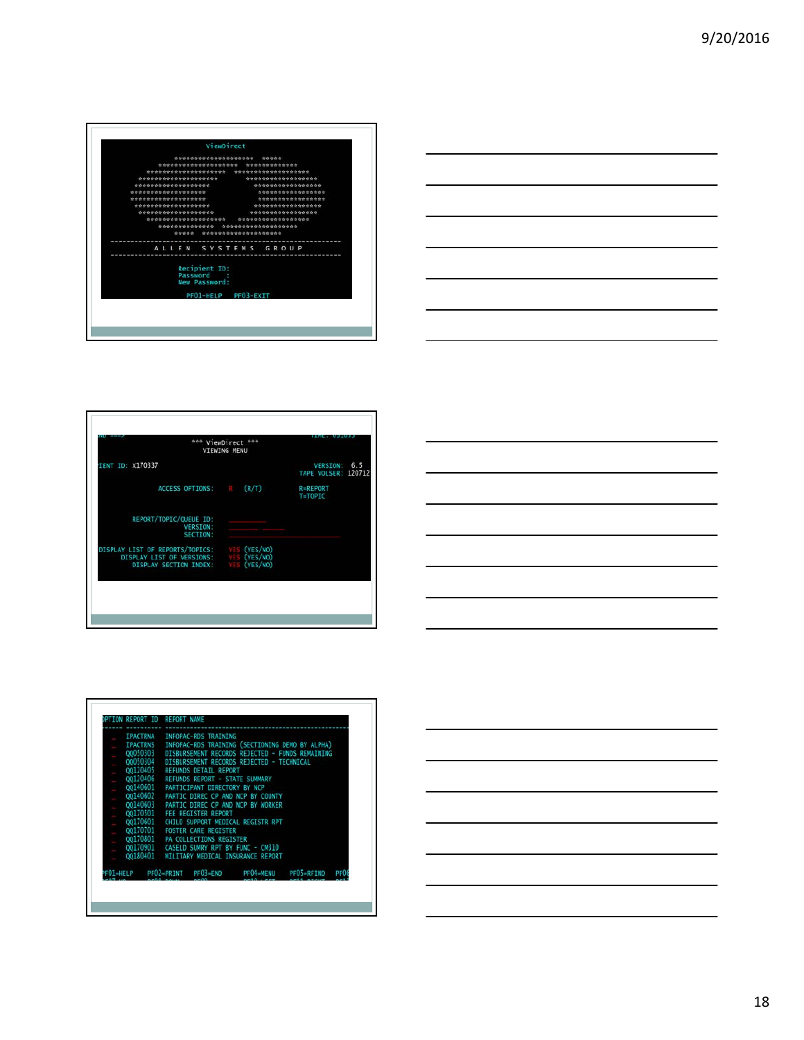```
ViewDirect

A L L E N   S Y S T E M S   G R O U P

Recipient ID:
Password    :
New Password:

PF01-HELP   PF03-EXIT
```

```
*** ViewDirect ***
VIEWING MENU

IENT ID: X170337                         VERSION:  6.5
                                         TAPE VOLSER: 120712

ACCESS OPTIONS:  R  (R/T)                R=REPORT
                                         T=TOPIC

REPORT/TOPIC/QUEUE ID:
VERSION:
SECTION:

DISPLAY LIST OF REPORTS/TOPICS:  YES (YES/NO)
DISPLAY LIST OF VERSIONS:        YES (YES/NO)
DISPLAY SECTION INDEX:           YES (YES/NO)
```

```
PTION REPORT ID  REPORT NAME
------ --------- ----------------------------------------
_     IPACTRNA   INFOPAC-RDS TRAINING
_     IPACTRNS   INFOPAC-RDS TRAINING (SECTIONING DEMO BY ALPHA)
_     Q0050303   DISBURSEMENT RECORDS REJECTED - FUNDS REMAINING
_     Q0050304   DISBURSEMENT RECORDS REJECTED - TECHNICAL
_     Q0120405   REFUNDS DETAIL REPORT
_     Q0120406   REFUNDS REPORT - STATE SUMMARY
_     Q0140601   PARTICIPANT DIRECTORY BY NCP
_     Q0140602   PARTIC DIREC CP AND NCP BY COUNTY
_     Q0140603   PARTIC DIREC CP AND NCP BY WORKER
_     Q0170501   FEE REGISTER REPORT
_     Q0170601   CHILD SUPPORT MEDICAL REGISTR RPT
_     Q0170701   FOSTER CARE REGISTER
_     Q0170801   PA COLLECTIONS REGISTER
_     Q0170901   CASELD SUMRY RPT BY FUNC - CM310
_     Q0180401   MILITARY MEDICAL INSURANCE REPORT

PF01=HELP   PF02=PRINT   PF03=END   PF04=MENU   PF05=RFIND   PF06
```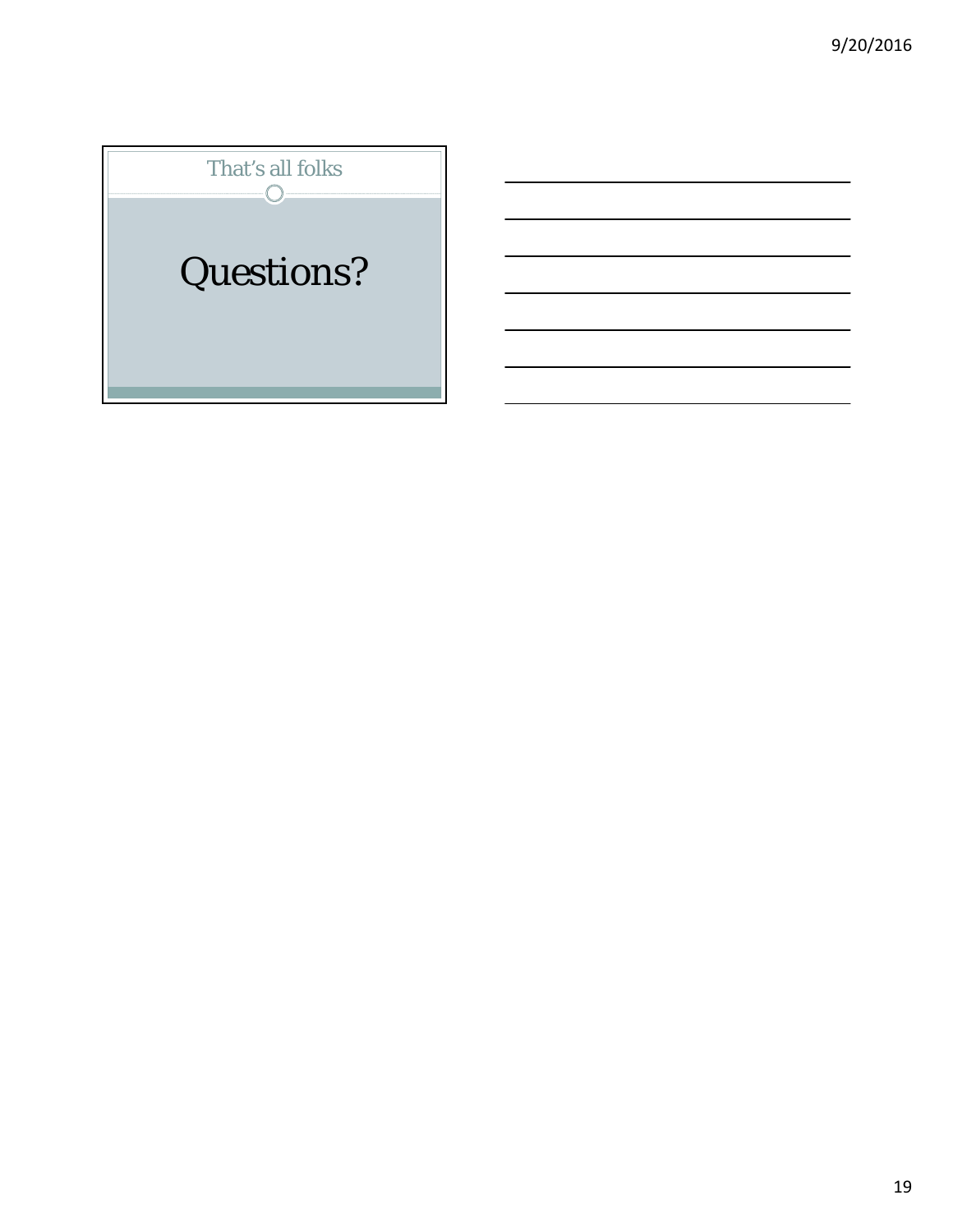## That's all folks

# Questions?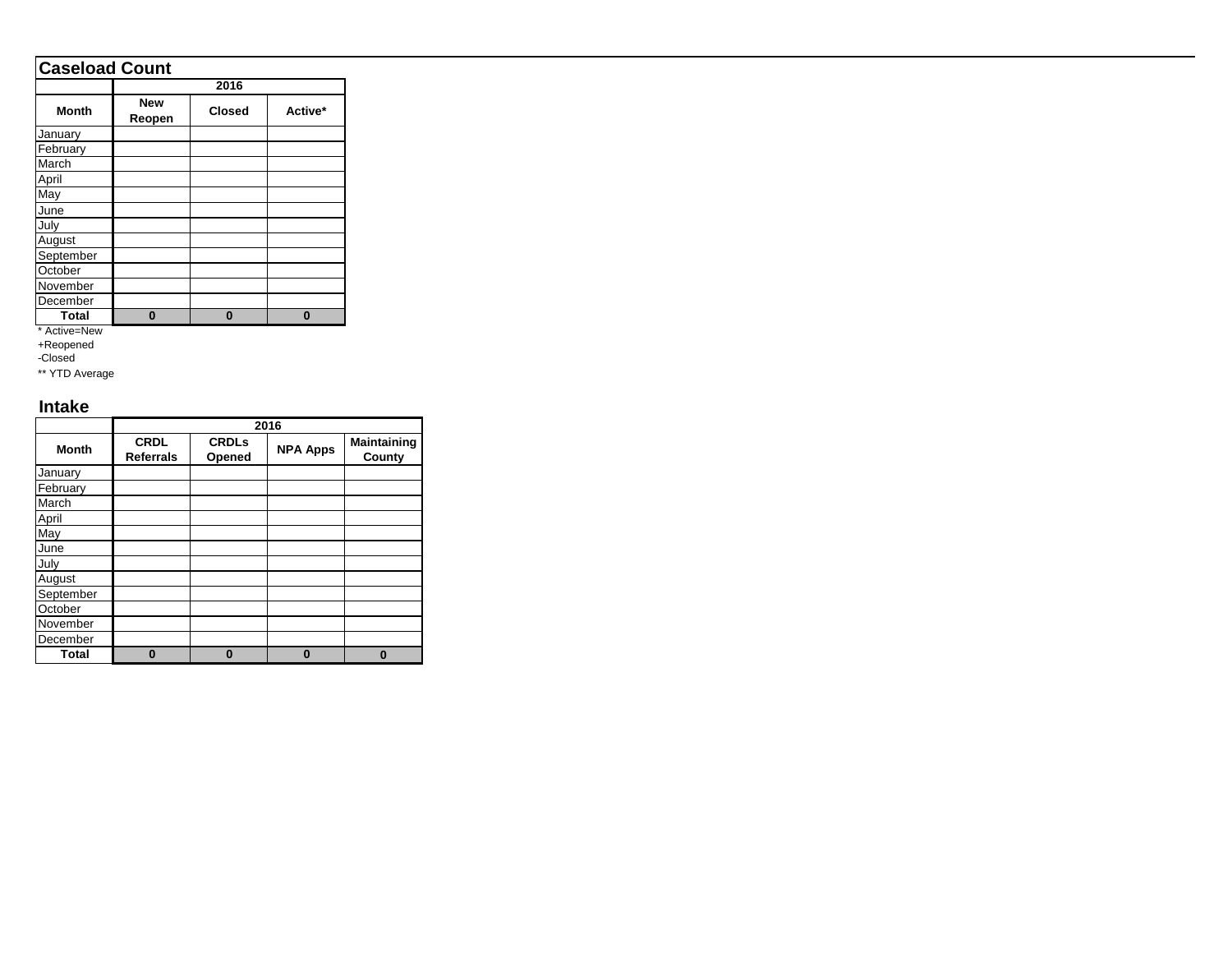## Caseload Count

| | 2016 | | |
|---|---|---|---|
| Month | New Reopen | Closed | Active* |
| January | | | |
| February | | | |
| March | | | |
| April | | | |
| May | | | |
| June | | | |
| July | | | |
| August | | | |
| September | | | |
| October | | | |
| November | | | |
| December | | | |
| **Total** | **0** | **0** | **0** |

* Active=New
+Reopened
-Closed

** YTD Average

## Intake

| | 2016 | | | |
|---|---|---|---|---|
| Month | CRDL Referrals | CRDLs Opened | NPA Apps | Maintaining County |
| January | | | | |
| February | | | | |
| March | | | | |
| April | | | | |
| May | | | | |
| June | | | | |
| July | | | | |
| August | | | | |
| September | | | | |
| October | | | | |
| November | | | | |
| December | | | | |
| **Total** | **0** | **0** | **0** | **0** |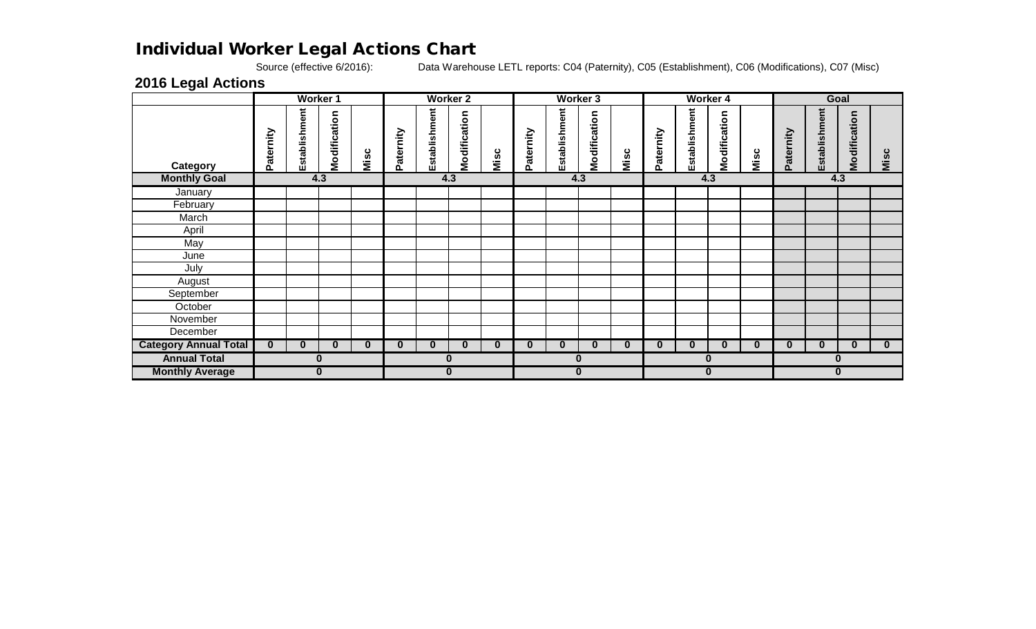# Individual Worker Legal Actions Chart

Source (effective 6/2016): Data Warehouse LETL reports: C04 (Paternity), C05 (Establishment), C06 (Modifications), C07 (Misc)

## 2016 Legal Actions

| | Worker 1 | | | | Worker 2 | | | | Worker 3 | | | | Worker 4 | | | | Goal | | | |
|---|---|---|---|---|---|---|---|---|---|---|---|---|---|---|---|---|---|---|---|---|
| **Category** | **Paternity** | **Establishment** | **Modification** | **Misc** | **Paternity** | **Establishment** | **Modification** | **Misc** | **Paternity** | **Establishment** | **Modification** | **Misc** | **Paternity** | **Establishment** | **Modification** | **Misc** | **Paternity** | **Establishment** | **Modification** | **Misc** |
| **Monthly Goal** | 4.3 | | | | 4.3 | | | | 4.3 | | | | 4.3 | | | | 4.3 | | | |
| January | | | | | | | | | | | | | | | | | | | | |
| February | | | | | | | | | | | | | | | | | | | | |
| March | | | | | | | | | | | | | | | | | | | | |
| April | | | | | | | | | | | | | | | | | | | | |
| May | | | | | | | | | | | | | | | | | | | | |
| June | | | | | | | | | | | | | | | | | | | | |
| July | | | | | | | | | | | | | | | | | | | | |
| August | | | | | | | | | | | | | | | | | | | | |
| September | | | | | | | | | | | | | | | | | | | | |
| October | | | | | | | | | | | | | | | | | | | | |
| November | | | | | | | | | | | | | | | | | | | | |
| December | | | | | | | | | | | | | | | | | | | | |
| **Category Annual Total** | 0 | 0 | 0 | 0 | 0 | 0 | 0 | 0 | 0 | 0 | 0 | 0 | 0 | 0 | 0 | 0 | 0 | 0 | 0 | 0 |
| **Annual Total** | 0 | | | | 0 | | | | 0 | | | | 0 | | | | 0 | | | |
| **Monthly Average** | 0 | | | | 0 | | | | 0 | | | | 0 | | | | 0 | | | |